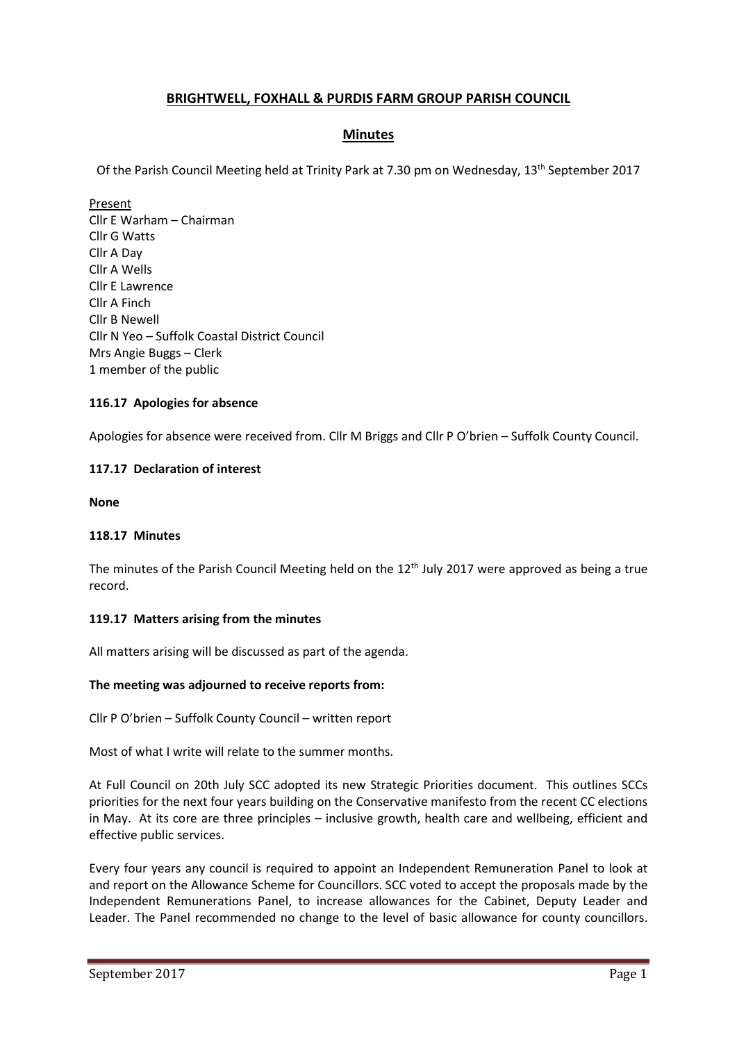# BRIGHTWELL, FOXHALL & PURDIS FARM GROUP PARISH COUNCIL

## Minutes

Of the Parish Council Meeting held at Trinity Park at 7.30 pm on Wednesday, 13th September 2017

Present
Cllr E Warham – Chairman
Cllr G Watts
Cllr A Day
Cllr A Wells
Cllr E Lawrence
Cllr A Finch
Cllr B Newell
Cllr N Yeo – Suffolk Coastal District Council
Mrs Angie Buggs – Clerk
1 member of the public

### 116.17 Apologies for absence

Apologies for absence were received from. Cllr M Briggs and Cllr P O'brien – Suffolk County Council.

### 117.17 Declaration of interest

**None**

### 118.17 Minutes

The minutes of the Parish Council Meeting held on the 12th July 2017 were approved as being a true record.

### 119.17 Matters arising from the minutes

All matters arising will be discussed as part of the agenda.

**The meeting was adjourned to receive reports from:**

Cllr P O'brien – Suffolk County Council – written report

Most of what I write will relate to the summer months.

At Full Council on 20th July SCC adopted its new Strategic Priorities document. This outlines SCCs priorities for the next four years building on the Conservative manifesto from the recent CC elections in May. At its core are three principles – inclusive growth, health care and wellbeing, efficient and effective public services.

Every four years any council is required to appoint an Independent Remuneration Panel to look at and report on the Allowance Scheme for Councillors. SCC voted to accept the proposals made by the Independent Remunerations Panel, to increase allowances for the Cabinet, Deputy Leader and Leader. The Panel recommended no change to the level of basic allowance for county councillors.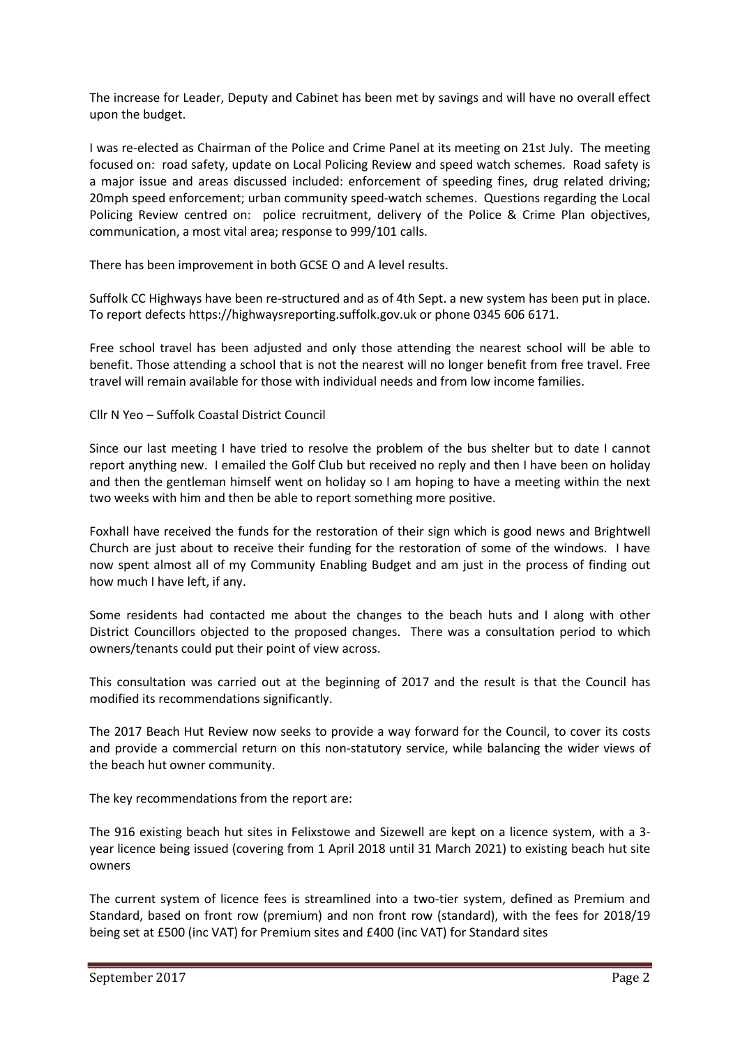The increase for Leader, Deputy and Cabinet has been met by savings and will have no overall effect upon the budget.

I was re-elected as Chairman of the Police and Crime Panel at its meeting on 21st July. The meeting focused on: road safety, update on Local Policing Review and speed watch schemes. Road safety is a major issue and areas discussed included: enforcement of speeding fines, drug related driving; 20mph speed enforcement; urban community speed-watch schemes. Questions regarding the Local Policing Review centred on: police recruitment, delivery of the Police & Crime Plan objectives, communication, a most vital area; response to 999/101 calls.

There has been improvement in both GCSE O and A level results.

Suffolk CC Highways have been re-structured and as of 4th Sept. a new system has been put in place. To report defects https://highwaysreporting.suffolk.gov.uk or phone 0345 606 6171.

Free school travel has been adjusted and only those attending the nearest school will be able to benefit. Those attending a school that is not the nearest will no longer benefit from free travel. Free travel will remain available for those with individual needs and from low income families.

Cllr N Yeo – Suffolk Coastal District Council

Since our last meeting I have tried to resolve the problem of the bus shelter but to date I cannot report anything new. I emailed the Golf Club but received no reply and then I have been on holiday and then the gentleman himself went on holiday so I am hoping to have a meeting within the next two weeks with him and then be able to report something more positive.

Foxhall have received the funds for the restoration of their sign which is good news and Brightwell Church are just about to receive their funding for the restoration of some of the windows. I have now spent almost all of my Community Enabling Budget and am just in the process of finding out how much I have left, if any.

Some residents had contacted me about the changes to the beach huts and I along with other District Councillors objected to the proposed changes. There was a consultation period to which owners/tenants could put their point of view across.

This consultation was carried out at the beginning of 2017 and the result is that the Council has modified its recommendations significantly.

The 2017 Beach Hut Review now seeks to provide a way forward for the Council, to cover its costs and provide a commercial return on this non-statutory service, while balancing the wider views of the beach hut owner community.

The key recommendations from the report are:

The 916 existing beach hut sites in Felixstowe and Sizewell are kept on a licence system, with a 3-year licence being issued (covering from 1 April 2018 until 31 March 2021) to existing beach hut site owners

The current system of licence fees is streamlined into a two-tier system, defined as Premium and Standard, based on front row (premium) and non front row (standard), with the fees for 2018/19 being set at £500 (inc VAT) for Premium sites and £400 (inc VAT) for Standard sites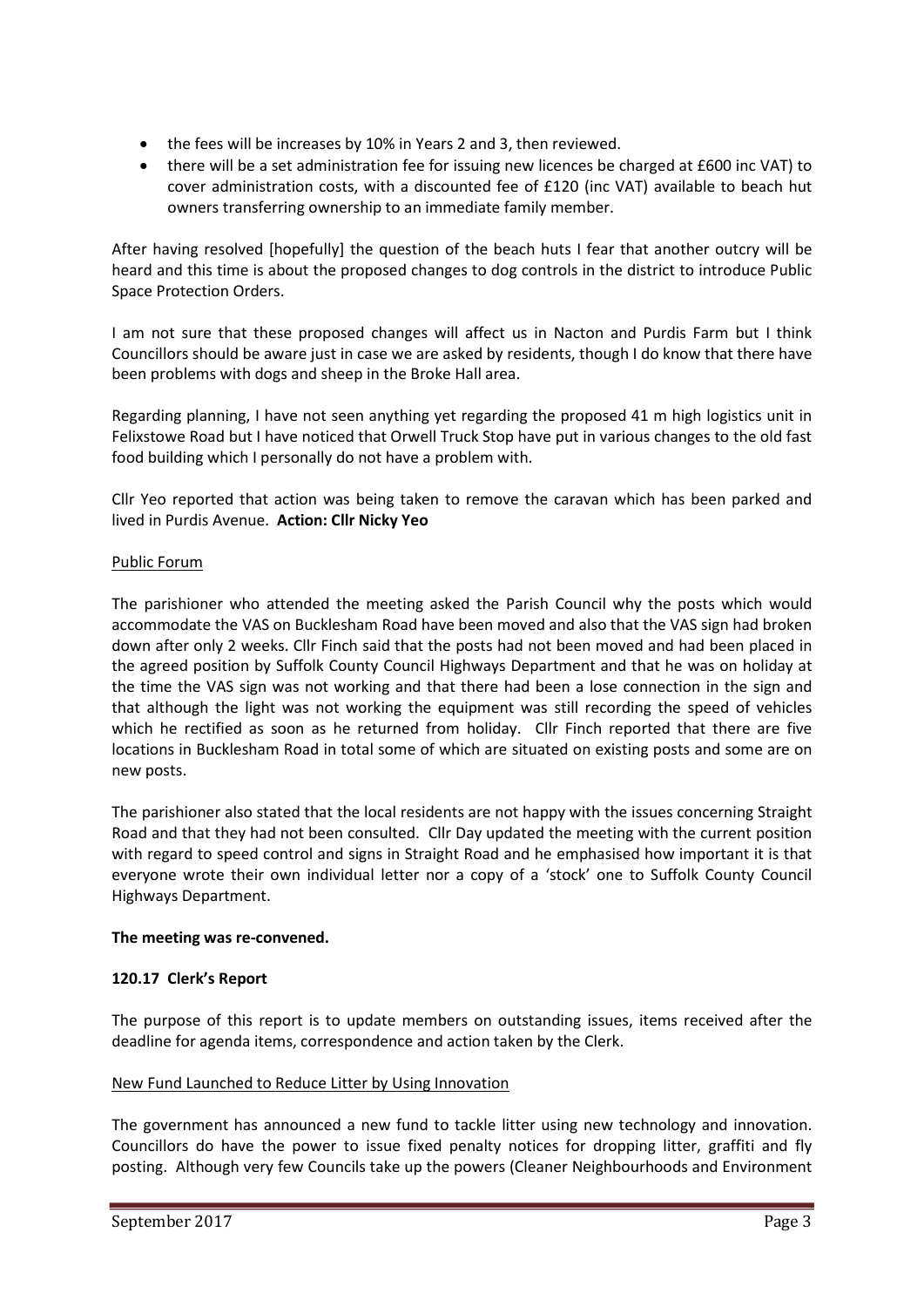- the fees will be increases by 10% in Years 2 and 3, then reviewed.
- there will be a set administration fee for issuing new licences be charged at £600 inc VAT) to cover administration costs, with a discounted fee of £120 (inc VAT) available to beach hut owners transferring ownership to an immediate family member.

After having resolved [hopefully] the question of the beach huts I fear that another outcry will be heard and this time is about the proposed changes to dog controls in the district to introduce Public Space Protection Orders.

I am not sure that these proposed changes will affect us in Nacton and Purdis Farm but I think Councillors should be aware just in case we are asked by residents, though I do know that there have been problems with dogs and sheep in the Broke Hall area.

Regarding planning, I have not seen anything yet regarding the proposed 41 m high logistics unit in Felixstowe Road but I have noticed that Orwell Truck Stop have put in various changes to the old fast food building which I personally do not have a problem with.

Cllr Yeo reported that action was being taken to remove the caravan which has been parked and lived in Purdis Avenue. **Action: Cllr Nicky Yeo**

<u>Public Forum</u>

The parishioner who attended the meeting asked the Parish Council why the posts which would accommodate the VAS on Bucklesham Road have been moved and also that the VAS sign had broken down after only 2 weeks. Cllr Finch said that the posts had not been moved and had been placed in the agreed position by Suffolk County Council Highways Department and that he was on holiday at the time the VAS sign was not working and that there had been a lose connection in the sign and that although the light was not working the equipment was still recording the speed of vehicles which he rectified as soon as he returned from holiday. Cllr Finch reported that there are five locations in Bucklesham Road in total some of which are situated on existing posts and some are on new posts.

The parishioner also stated that the local residents are not happy with the issues concerning Straight Road and that they had not been consulted. Cllr Day updated the meeting with the current position with regard to speed control and signs in Straight Road and he emphasised how important it is that everyone wrote their own individual letter nor a copy of a 'stock' one to Suffolk County Council Highways Department.

**The meeting was re-convened.**

### 120.17 Clerk's Report

The purpose of this report is to update members on outstanding issues, items received after the deadline for agenda items, correspondence and action taken by the Clerk.

<u>New Fund Launched to Reduce Litter by Using Innovation</u>

The government has announced a new fund to tackle litter using new technology and innovation. Councillors do have the power to issue fixed penalty notices for dropping litter, graffiti and fly posting. Although very few Councils take up the powers (Cleaner Neighbourhoods and Environment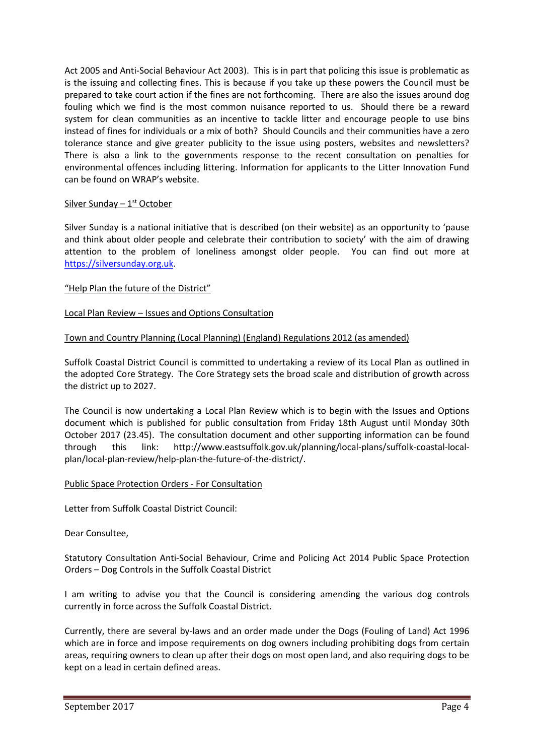Act 2005 and Anti-Social Behaviour Act 2003). This is in part that policing this issue is problematic as is the issuing and collecting fines. This is because if you take up these powers the Council must be prepared to take court action if the fines are not forthcoming. There are also the issues around dog fouling which we find is the most common nuisance reported to us. Should there be a reward system for clean communities as an incentive to tackle litter and encourage people to use bins instead of fines for individuals or a mix of both? Should Councils and their communities have a zero tolerance stance and give greater publicity to the issue using posters, websites and newsletters? There is also a link to the governments response to the recent consultation on penalties for environmental offences including littering. Information for applicants to the Litter Innovation Fund can be found on WRAP's website.

<u>Silver Sunday – 1st October</u>

Silver Sunday is a national initiative that is described (on their website) as an opportunity to 'pause and think about older people and celebrate their contribution to society' with the aim of drawing attention to the problem of loneliness amongst older people. You can find out more at https://silversunday.org.uk.

<u>"Help Plan the future of the District"</u>

<u>Local Plan Review – Issues and Options Consultation</u>

<u>Town and Country Planning (Local Planning) (England) Regulations 2012 (as amended)</u>

Suffolk Coastal District Council is committed to undertaking a review of its Local Plan as outlined in the adopted Core Strategy. The Core Strategy sets the broad scale and distribution of growth across the district up to 2027.

The Council is now undertaking a Local Plan Review which is to begin with the Issues and Options document which is published for public consultation from Friday 18th August until Monday 30th October 2017 (23.45). The consultation document and other supporting information can be found through this link: http://www.eastsuffolk.gov.uk/planning/local-plans/suffolk-coastal-local-plan/local-plan-review/help-plan-the-future-of-the-district/.

<u>Public Space Protection Orders - For Consultation</u>

Letter from Suffolk Coastal District Council:

Dear Consultee,

Statutory Consultation Anti-Social Behaviour, Crime and Policing Act 2014 Public Space Protection Orders – Dog Controls in the Suffolk Coastal District

I am writing to advise you that the Council is considering amending the various dog controls currently in force across the Suffolk Coastal District.

Currently, there are several by-laws and an order made under the Dogs (Fouling of Land) Act 1996 which are in force and impose requirements on dog owners including prohibiting dogs from certain areas, requiring owners to clean up after their dogs on most open land, and also requiring dogs to be kept on a lead in certain defined areas.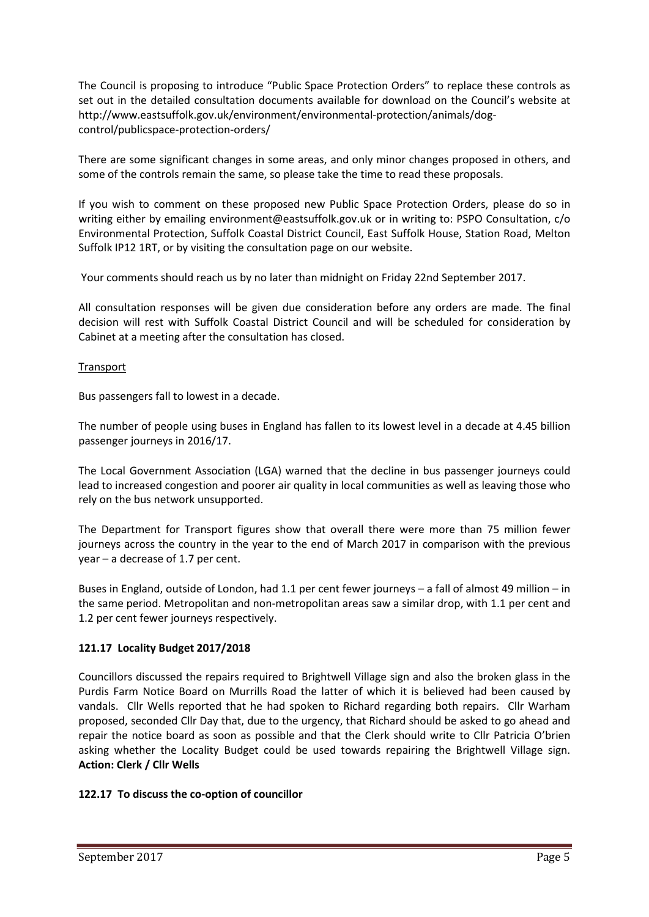The Council is proposing to introduce "Public Space Protection Orders" to replace these controls as set out in the detailed consultation documents available for download on the Council's website at http://www.eastsuffolk.gov.uk/environment/environmental-protection/animals/dog-control/publicspace-protection-orders/

There are some significant changes in some areas, and only minor changes proposed in others, and some of the controls remain the same, so please take the time to read these proposals.

If you wish to comment on these proposed new Public Space Protection Orders, please do so in writing either by emailing environment@eastsuffolk.gov.uk or in writing to: PSPO Consultation, c/o Environmental Protection, Suffolk Coastal District Council, East Suffolk House, Station Road, Melton Suffolk IP12 1RT, or by visiting the consultation page on our website.

Your comments should reach us by no later than midnight on Friday 22nd September 2017.

All consultation responses will be given due consideration before any orders are made. The final decision will rest with Suffolk Coastal District Council and will be scheduled for consideration by Cabinet at a meeting after the consultation has closed.

Transport

Bus passengers fall to lowest in a decade.

The number of people using buses in England has fallen to its lowest level in a decade at 4.45 billion passenger journeys in 2016/17.

The Local Government Association (LGA) warned that the decline in bus passenger journeys could lead to increased congestion and poorer air quality in local communities as well as leaving those who rely on the bus network unsupported.

The Department for Transport figures show that overall there were more than 75 million fewer journeys across the country in the year to the end of March 2017 in comparison with the previous year – a decrease of 1.7 per cent.

Buses in England, outside of London, had 1.1 per cent fewer journeys – a fall of almost 49 million – in the same period. Metropolitan and non-metropolitan areas saw a similar drop, with 1.1 per cent and 1.2 per cent fewer journeys respectively.

**121.17 Locality Budget 2017/2018**

Councillors discussed the repairs required to Brightwell Village sign and also the broken glass in the Purdis Farm Notice Board on Murrills Road the latter of which it is believed had been caused by vandals. Cllr Wells reported that he had spoken to Richard regarding both repairs. Cllr Warham proposed, seconded Cllr Day that, due to the urgency, that Richard should be asked to go ahead and repair the notice board as soon as possible and that the Clerk should write to Cllr Patricia O'brien asking whether the Locality Budget could be used towards repairing the Brightwell Village sign. **Action: Clerk / Cllr Wells**

**122.17 To discuss the co-option of councillor**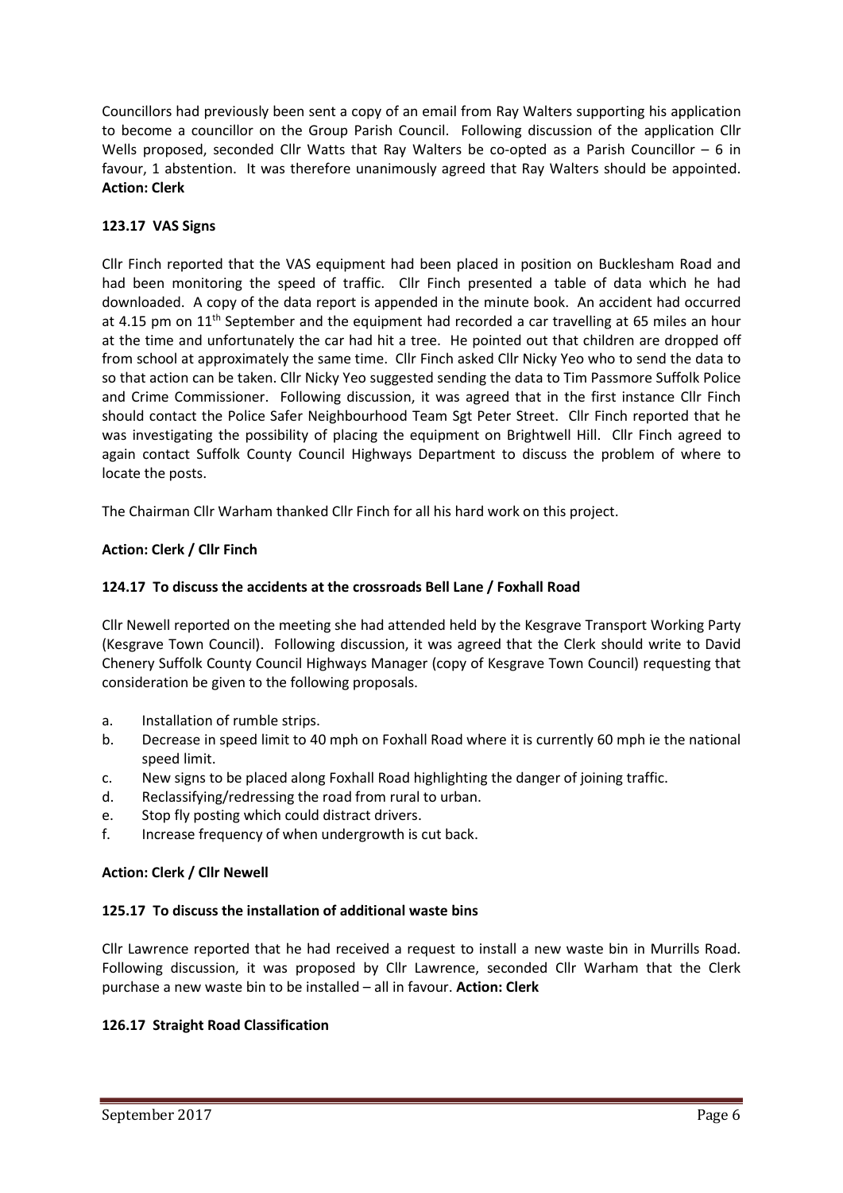Councillors had previously been sent a copy of an email from Ray Walters supporting his application to become a councillor on the Group Parish Council. Following discussion of the application Cllr Wells proposed, seconded Cllr Watts that Ray Walters be co-opted as a Parish Councillor – 6 in favour, 1 abstention. It was therefore unanimously agreed that Ray Walters should be appointed. **Action: Clerk**

### 123.17 VAS Signs

Cllr Finch reported that the VAS equipment had been placed in position on Bucklesham Road and had been monitoring the speed of traffic. Cllr Finch presented a table of data which he had downloaded. A copy of the data report is appended in the minute book. An accident had occurred at 4.15 pm on 11th September and the equipment had recorded a car travelling at 65 miles an hour at the time and unfortunately the car had hit a tree. He pointed out that children are dropped off from school at approximately the same time. Cllr Finch asked Cllr Nicky Yeo who to send the data to so that action can be taken. Cllr Nicky Yeo suggested sending the data to Tim Passmore Suffolk Police and Crime Commissioner. Following discussion, it was agreed that in the first instance Cllr Finch should contact the Police Safer Neighbourhood Team Sgt Peter Street. Cllr Finch reported that he was investigating the possibility of placing the equipment on Brightwell Hill. Cllr Finch agreed to again contact Suffolk County Council Highways Department to discuss the problem of where to locate the posts.

The Chairman Cllr Warham thanked Cllr Finch for all his hard work on this project.

**Action: Clerk / Cllr Finch**

### 124.17 To discuss the accidents at the crossroads Bell Lane / Foxhall Road

Cllr Newell reported on the meeting she had attended held by the Kesgrave Transport Working Party (Kesgrave Town Council). Following discussion, it was agreed that the Clerk should write to David Chenery Suffolk County Council Highways Manager (copy of Kesgrave Town Council) requesting that consideration be given to the following proposals.

a. Installation of rumble strips.
b. Decrease in speed limit to 40 mph on Foxhall Road where it is currently 60 mph ie the national speed limit.
c. New signs to be placed along Foxhall Road highlighting the danger of joining traffic.
d. Reclassifying/redressing the road from rural to urban.
e. Stop fly posting which could distract drivers.
f. Increase frequency of when undergrowth is cut back.

**Action: Clerk / Cllr Newell**

### 125.17 To discuss the installation of additional waste bins

Cllr Lawrence reported that he had received a request to install a new waste bin in Murrills Road. Following discussion, it was proposed by Cllr Lawrence, seconded Cllr Warham that the Clerk purchase a new waste bin to be installed – all in favour. **Action: Clerk**

### 126.17 Straight Road Classification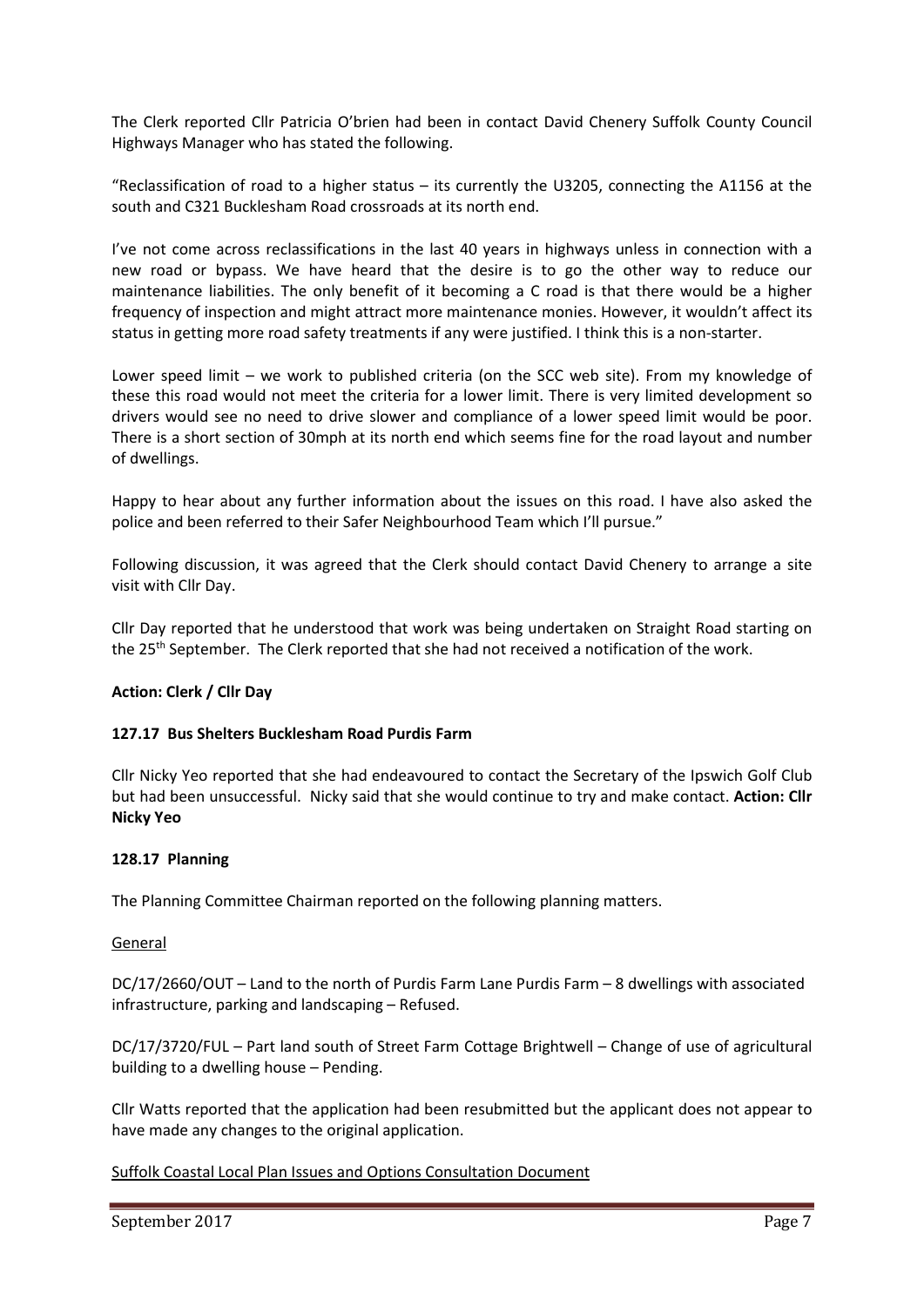The Clerk reported Cllr Patricia O'brien had been in contact David Chenery Suffolk County Council Highways Manager who has stated the following.

"Reclassification of road to a higher status – its currently the U3205, connecting the A1156 at the south and C321 Bucklesham Road crossroads at its north end.

I've not come across reclassifications in the last 40 years in highways unless in connection with a new road or bypass. We have heard that the desire is to go the other way to reduce our maintenance liabilities. The only benefit of it becoming a C road is that there would be a higher frequency of inspection and might attract more maintenance monies. However, it wouldn't affect its status in getting more road safety treatments if any were justified. I think this is a non-starter.

Lower speed limit – we work to published criteria (on the SCC web site). From my knowledge of these this road would not meet the criteria for a lower limit. There is very limited development so drivers would see no need to drive slower and compliance of a lower speed limit would be poor. There is a short section of 30mph at its north end which seems fine for the road layout and number of dwellings.

Happy to hear about any further information about the issues on this road. I have also asked the police and been referred to their Safer Neighbourhood Team which I'll pursue."

Following discussion, it was agreed that the Clerk should contact David Chenery to arrange a site visit with Cllr Day.

Cllr Day reported that he understood that work was being undertaken on Straight Road starting on the 25th September. The Clerk reported that she had not received a notification of the work.

**Action: Clerk / Cllr Day**

### 127.17 Bus Shelters Bucklesham Road Purdis Farm

Cllr Nicky Yeo reported that she had endeavoured to contact the Secretary of the Ipswich Golf Club but had been unsuccessful. Nicky said that she would continue to try and make contact. **Action: Cllr Nicky Yeo**

### 128.17 Planning

The Planning Committee Chairman reported on the following planning matters.

General

DC/17/2660/OUT – Land to the north of Purdis Farm Lane Purdis Farm – 8 dwellings with associated infrastructure, parking and landscaping – Refused.

DC/17/3720/FUL – Part land south of Street Farm Cottage Brightwell – Change of use of agricultural building to a dwelling house – Pending.

Cllr Watts reported that the application had been resubmitted but the applicant does not appear to have made any changes to the original application.

Suffolk Coastal Local Plan Issues and Options Consultation Document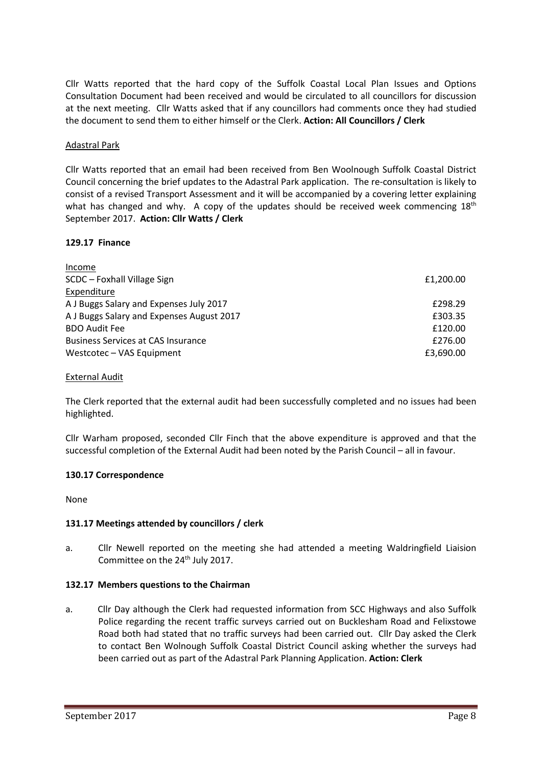Cllr Watts reported that the hard copy of the Suffolk Coastal Local Plan Issues and Options Consultation Document had been received and would be circulated to all councillors for discussion at the next meeting. Cllr Watts asked that if any councillors had comments once they had studied the document to send them to either himself or the Clerk. **Action: All Councillors / Clerk**

Adastral Park

Cllr Watts reported that an email had been received from Ben Woolnough Suffolk Coastal District Council concerning the brief updates to the Adastral Park application. The re-consultation is likely to consist of a revised Transport Assessment and it will be accompanied by a covering letter explaining what has changed and why. A copy of the updates should be received week commencing 18th September 2017. **Action: Cllr Watts / Clerk**

**129.17 Finance**

| | |
|---|---|
| Income | |
| SCDC – Foxhall Village Sign | £1,200.00 |
| Expenditure | |
| A J Buggs Salary and Expenses July 2017 | £298.29 |
| A J Buggs Salary and Expenses August 2017 | £303.35 |
| BDO Audit Fee | £120.00 |
| Business Services at CAS Insurance | £276.00 |
| Westcotec – VAS Equipment | £3,690.00 |

External Audit

The Clerk reported that the external audit had been successfully completed and no issues had been highlighted.

Cllr Warham proposed, seconded Cllr Finch that the above expenditure is approved and that the successful completion of the External Audit had been noted by the Parish Council – all in favour.

**130.17 Correspondence**

None

**131.17 Meetings attended by councillors / clerk**

a. Cllr Newell reported on the meeting she had attended a meeting Waldringfield Liaision Committee on the 24th July 2017.

**132.17 Members questions to the Chairman**

a. Cllr Day although the Clerk had requested information from SCC Highways and also Suffolk Police regarding the recent traffic surveys carried out on Bucklesham Road and Felixstowe Road both had stated that no traffic surveys had been carried out. Cllr Day asked the Clerk to contact Ben Wolnough Suffolk Coastal District Council asking whether the surveys had been carried out as part of the Adastral Park Planning Application. **Action: Clerk**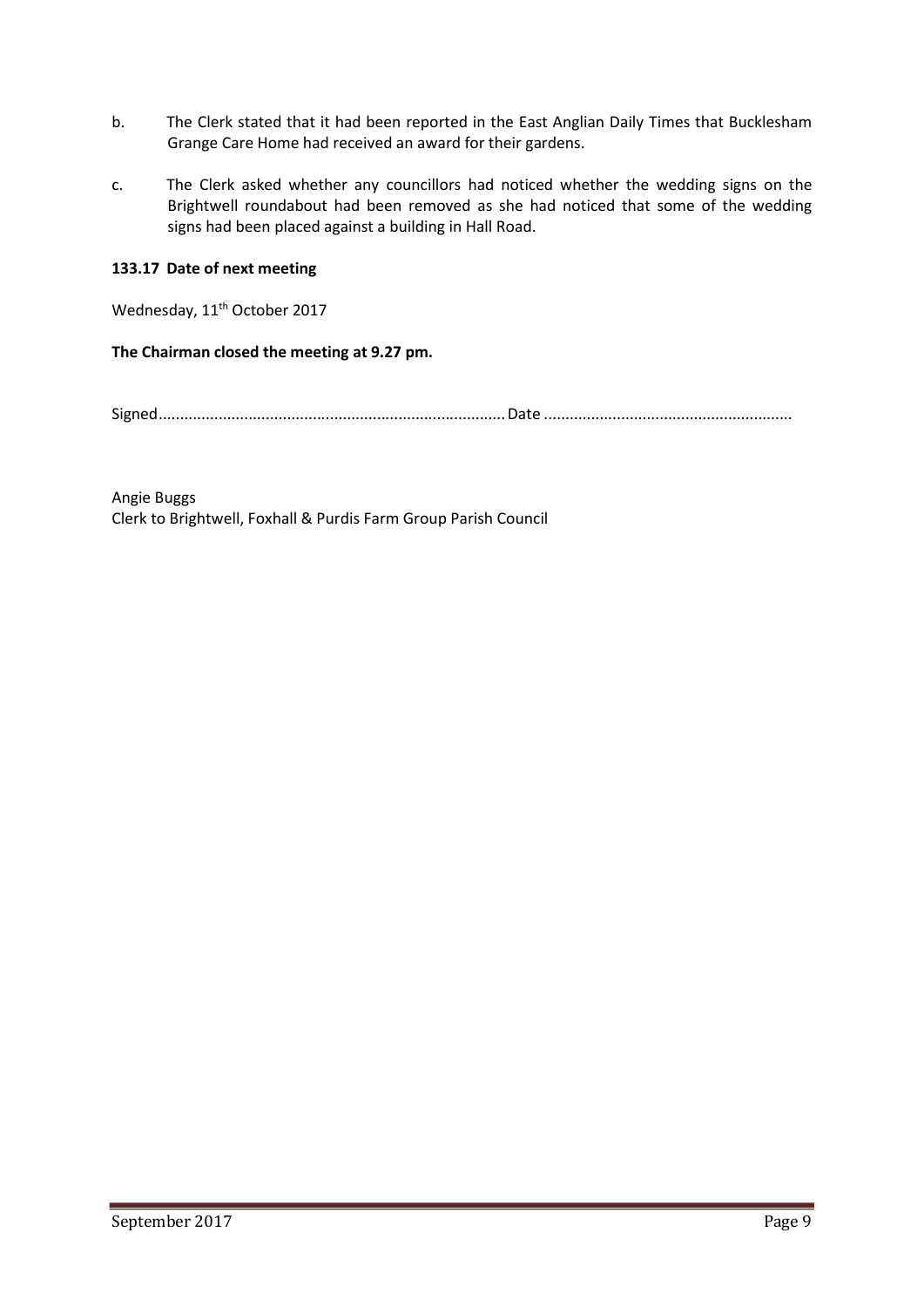b. The Clerk stated that it had been reported in the East Anglian Daily Times that Bucklesham Grange Care Home had received an award for their gardens.

c. The Clerk asked whether any councillors had noticed whether the wedding signs on the Brightwell roundabout had been removed as she had noticed that some of the wedding signs had been placed against a building in Hall Road.

**133.17 Date of next meeting**

Wednesday, 11th October 2017

**The Chairman closed the meeting at 9.27 pm.**

Signed................................................................................ Date .........................................................

Angie Buggs
Clerk to Brightwell, Foxhall & Purdis Farm Group Parish Council